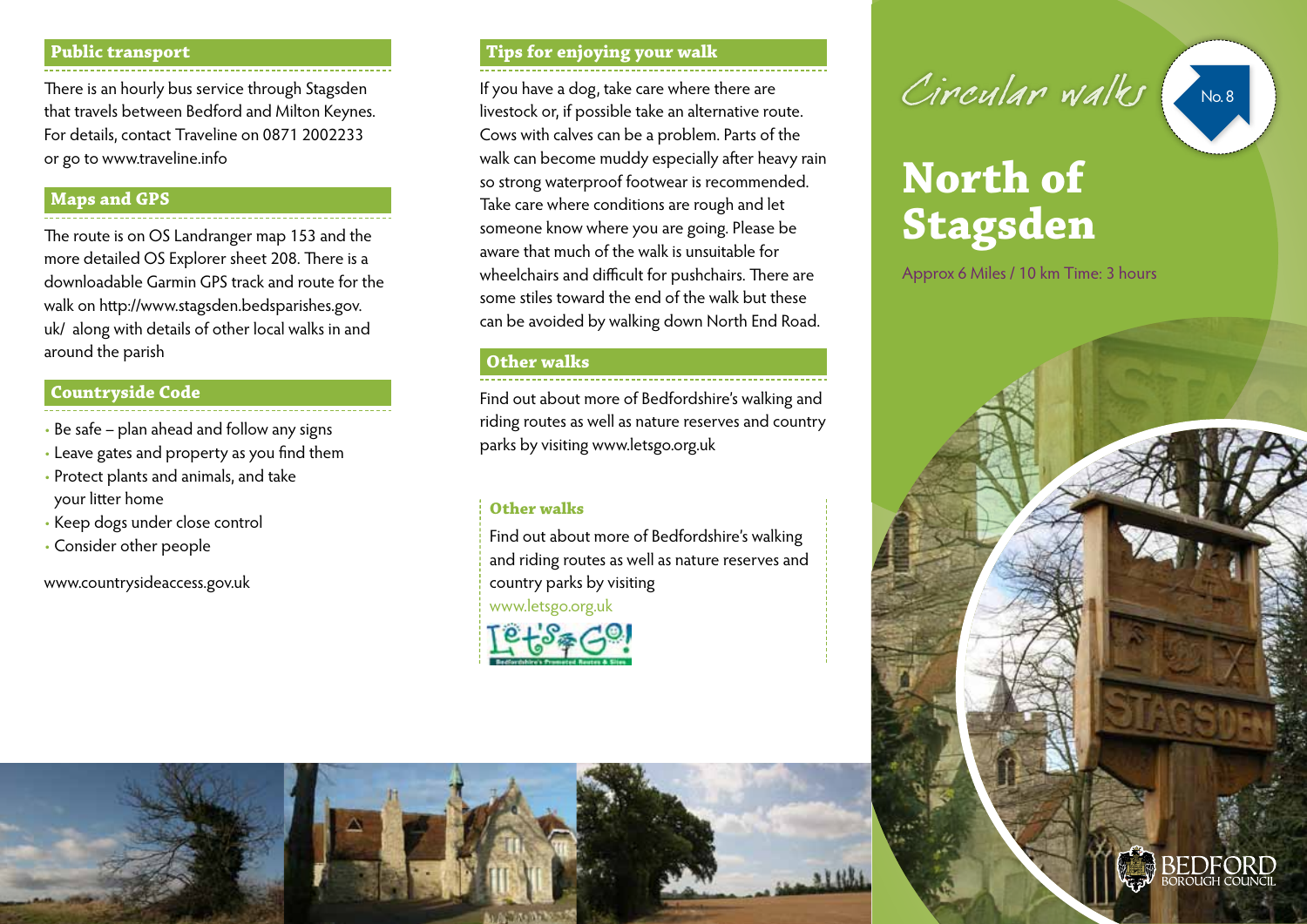## Public transport

There is an hourly bus service through Stagsden that travels between Bedford and Milton Keynes. For details, contact Traveline on 0871 2002233 or go to www.traveline.info

## Maps and GPS

The route is on OS Landranger map 153 and the more detailed OS Explorer sheet 208. There is a downloadable Garmin GPS track and route for the walk on http://www.stagsden.bedsparishes.gov.uk/ along with details of other local walks in and around the parish

## Countryside Code

- Be safe – plan ahead and follow any signs
- Leave gates and property as you find them
- Protect plants and animals, and take your litter home
- Keep dogs under close control
- Consider other people

www.countrysideaccess.gov.uk

## Tips for enjoying your walk

If you have a dog, take care where there are livestock or, if possible take an alternative route. Cows with calves can be a problem. Parts of the walk can become muddy especially after heavy rain so strong waterproof footwear is recommended. Take care where conditions are rough and let someone know where you are going. Please be aware that much of the walk is unsuitable for wheelchairs and difficult for pushchairs. There are some stiles toward the end of the walk but these can be avoided by walking down North End Road.

## Other walks

Find out about more of Bedfordshire's walking and riding routes as well as nature reserves and country parks by visiting www.letsgo.org.uk

### Other walks

Find out about more of Bedfordshire's walking and riding routes as well as nature reserves and country parks by visiting www.letsgo.org.uk

Let's Go! Bedfordshire's Promoted Routes & Sites

*Circular walks* No. 8

# North of Stagsden

Approx 6 Miles / 10 km Time: 3 hours

BEDFORD BOROUGH COUNCIL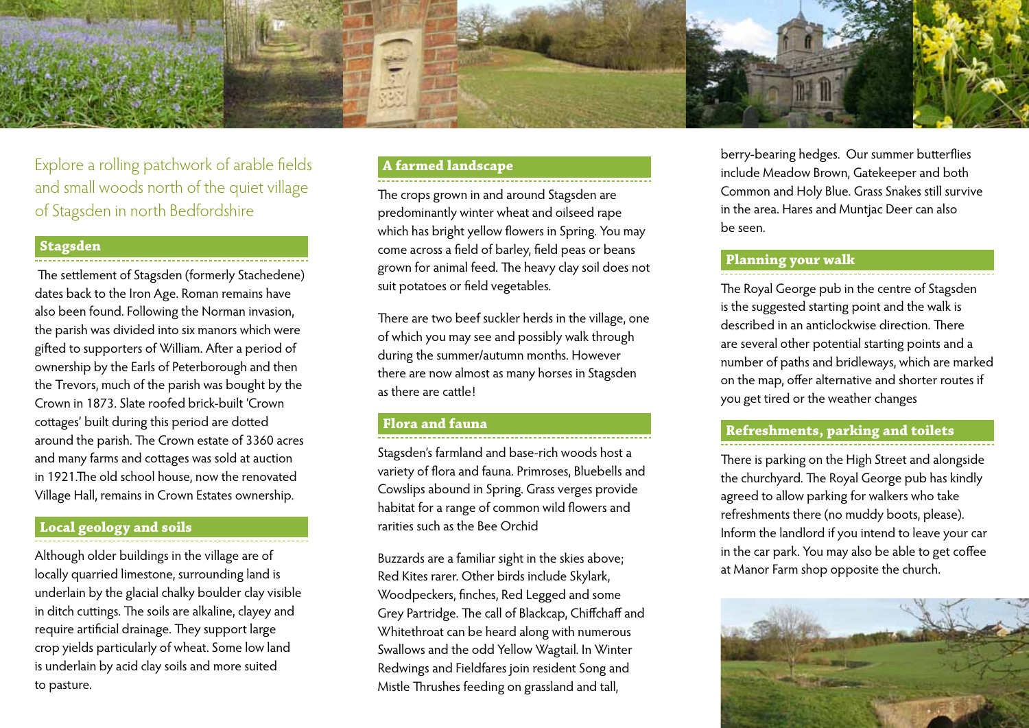Explore a rolling patchwork of arable fields and small woods north of the quiet village of Stagsden in north Bedfordshire

## Stagsden

The settlement of Stagsden (formerly Stachedene) dates back to the Iron Age. Roman remains have also been found. Following the Norman invasion, the parish was divided into six manors which were gifted to supporters of William. After a period of ownership by the Earls of Peterborough and then the Trevors, much of the parish was bought by the Crown in 1873. Slate roofed brick-built 'Crown cottages' built during this period are dotted around the parish. The Crown estate of 3360 acres and many farms and cottages was sold at auction in 1921.The old school house, now the renovated Village Hall, remains in Crown Estates ownership.

## Local geology and soils

Although older buildings in the village are of locally quarried limestone, surrounding land is underlain by the glacial chalky boulder clay visible in ditch cuttings. The soils are alkaline, clayey and require artificial drainage. They support large crop yields particularly of wheat. Some low land is underlain by acid clay soils and more suited to pasture.

## A farmed landscape

The crops grown in and around Stagsden are predominantly winter wheat and oilseed rape which has bright yellow flowers in Spring. You may come across a field of barley, field peas or beans grown for animal feed. The heavy clay soil does not suit potatoes or field vegetables.

There are two beef suckler herds in the village, one of which you may see and possibly walk through during the summer/autumn months. However there are now almost as many horses in Stagsden as there are cattle!

## Flora and fauna

Stagsden's farmland and base-rich woods host a variety of flora and fauna. Primroses, Bluebells and Cowslips abound in Spring. Grass verges provide habitat for a range of common wild flowers and rarities such as the Bee Orchid

Buzzards are a familiar sight in the skies above; Red Kites rarer. Other birds include Skylark, Woodpeckers, finches, Red Legged and some Grey Partridge. The call of Blackcap, Chiffchaff and Whitethroat can be heard along with numerous Swallows and the odd Yellow Wagtail. In Winter Redwings and Fieldfares join resident Song and Mistle Thrushes feeding on grassland and tall, berry-bearing hedges. Our summer butterflies include Meadow Brown, Gatekeeper and both Common and Holy Blue. Grass Snakes still survive in the area. Hares and Muntjac Deer can also be seen.

## Planning your walk

The Royal George pub in the centre of Stagsden is the suggested starting point and the walk is described in an anticlockwise direction. There are several other potential starting points and a number of paths and bridleways, which are marked on the map, offer alternative and shorter routes if you get tired or the weather changes

## Refreshments, parking and toilets

There is parking on the High Street and alongside the churchyard. The Royal George pub has kindly agreed to allow parking for walkers who take refreshments there (no muddy boots, please). Inform the landlord if you intend to leave your car in the car park. You may also be able to get coffee at Manor Farm shop opposite the church.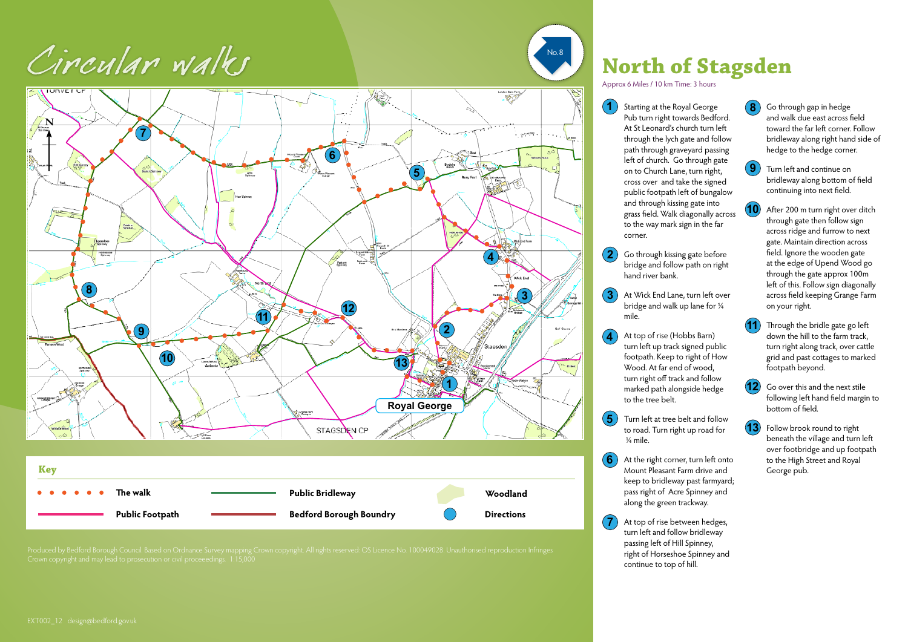# Circular walks

No. 8

Royal George

STAGSDEN CP

**Key**

- The walk
- Public Footpath
- Public Bridleway
- Bedford Borough Boundry
- Woodland
- Directions

Produced by Bedford Borough Council. Based on Ordnance Survey mapping Crown copyright. All rights reserved. OS Licence No. 100049028. Unauthorised reproduction Infringes Crown copyright and may lead to prosecution or civil proceeedings. 1:15,000

## North of Stagsden

Approx 6 Miles / 10 km Time: 3 hours

1. Starting at the Royal George Pub turn right towards Bedford. At St Leonard's church turn left through the lych gate and follow path through graveyard passing left of church. Go through gate on to Church Lane, turn right, cross over and take the signed public footpath left of bungalow and through kissing gate into grass field. Walk diagonally across to the way mark sign in the far corner.
2. Go through kissing gate before bridge and follow path on right hand river bank.
3. At Wick End Lane, turn left over bridge and walk up lane for ¼ mile.
4. At top of rise (Hobbs Barn) turn left up track signed public footpath. Keep to right of How Wood. At far end of wood, turn right off track and follow marked path alongside hedge to the tree belt.
5. Turn left at tree belt and follow to road. Turn right up road for ¼ mile.
6. At the right corner, turn left onto Mount Pleasant Farm drive and keep to bridleway past farmyard; pass right of Acre Spinney and along the green trackway.
7. At top of rise between hedges, turn left and follow bridleway passing left of Hill Spinney, right of Horseshoe Spinney and continue to top of hill.
8. Go through gap in hedge and walk due east across field toward the far left corner. Follow bridleway along right hand side of hedge to the hedge corner.
9. Turn left and continue on bridleway along bottom of field continuing into next field.
10. After 200 m turn right over ditch through gate then follow sign across ridge and furrow to next gate. Maintain direction across field. Ignore the wooden gate at the edge of Upend Wood go through the gate approx 100m left of this. Follow sign diagonally across field keeping Grange Farm on your right.
11. Through the bridle gate go left down the hill to the farm track, turn right along track, over cattle grid and past cottages to marked footpath beyond.
12. Go over this and the next stile following left hand field margin to bottom of field.
13. Follow brook round to right beneath the village and turn left over footbridge and up footpath to the High Street and Royal George pub.

EXT002_12 design@bedford.gov.uk